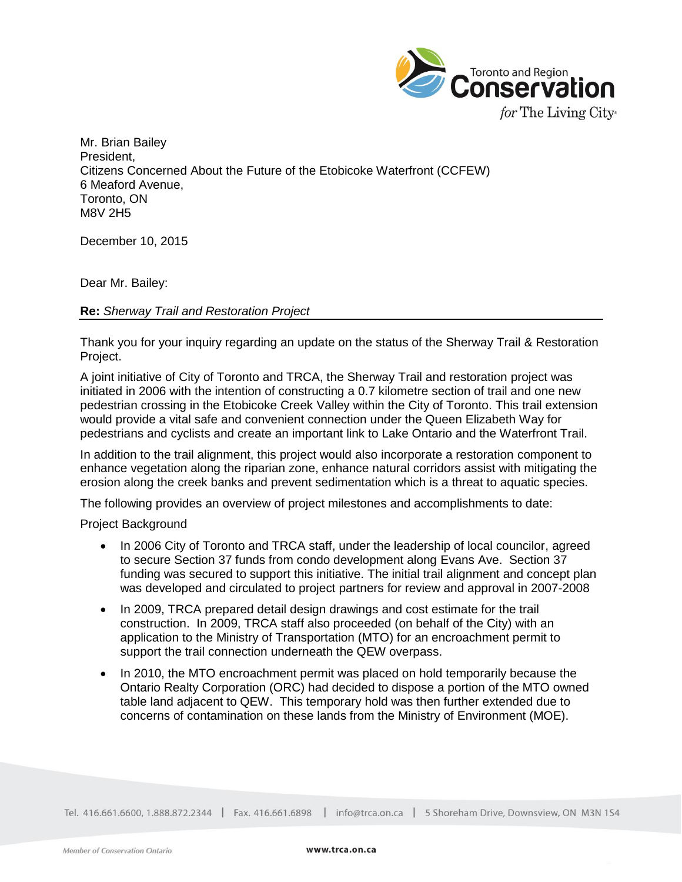Mr. Brian Bailey
President,
Citizens Concerned About the Future of the Etobicoke Waterfront (CCFEW)
6 Meaford Avenue,
Toronto, ON
M8V 2H5

December 10, 2015

Dear Mr. Bailey:

**Re:** *Sherway Trail and Restoration Project*

Thank you for your inquiry regarding an update on the status of the Sherway Trail & Restoration Project.

A joint initiative of City of Toronto and TRCA, the Sherway Trail and restoration project was initiated in 2006 with the intention of constructing a 0.7 kilometre section of trail and one new pedestrian crossing in the Etobicoke Creek Valley within the City of Toronto. This trail extension would provide a vital safe and convenient connection under the Queen Elizabeth Way for pedestrians and cyclists and create an important link to Lake Ontario and the Waterfront Trail.

In addition to the trail alignment, this project would also incorporate a restoration component to enhance vegetation along the riparian zone, enhance natural corridors assist with mitigating the erosion along the creek banks and prevent sedimentation which is a threat to aquatic species.

The following provides an overview of project milestones and accomplishments to date:

Project Background

- In 2006 City of Toronto and TRCA staff, under the leadership of local councilor, agreed to secure Section 37 funds from condo development along Evans Ave. Section 37 funding was secured to support this initiative. The initial trail alignment and concept plan was developed and circulated to project partners for review and approval in 2007-2008
- In 2009, TRCA prepared detail design drawings and cost estimate for the trail construction. In 2009, TRCA staff also proceeded (on behalf of the City) with an application to the Ministry of Transportation (MTO) for an encroachment permit to support the trail connection underneath the QEW overpass.
- In 2010, the MTO encroachment permit was placed on hold temporarily because the Ontario Realty Corporation (ORC) had decided to dispose a portion of the MTO owned table land adjacent to QEW. This temporary hold was then further extended due to concerns of contamination on these lands from the Ministry of Environment (MOE).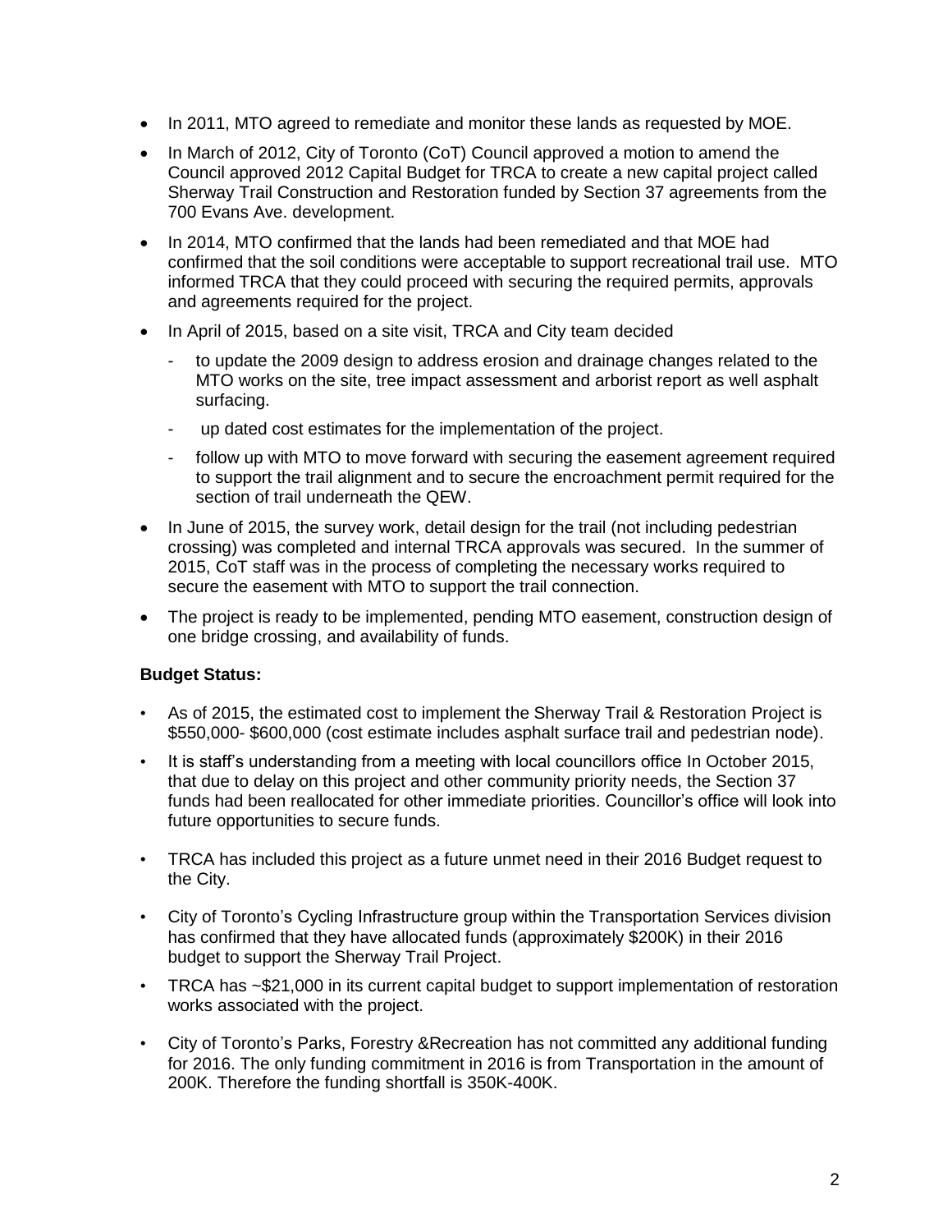- In 2011, MTO agreed to remediate and monitor these lands as requested by MOE.
- In March of 2012, City of Toronto (CoT) Council approved a motion to amend the Council approved 2012 Capital Budget for TRCA to create a new capital project called Sherway Trail Construction and Restoration funded by Section 37 agreements from the 700 Evans Ave. development.
- In 2014, MTO confirmed that the lands had been remediated and that MOE had confirmed that the soil conditions were acceptable to support recreational trail use. MTO informed TRCA that they could proceed with securing the required permits, approvals and agreements required for the project.
- In April of 2015, based on a site visit, TRCA and City team decided
  - to update the 2009 design to address erosion and drainage changes related to the MTO works on the site, tree impact assessment and arborist report as well asphalt surfacing.
  - up dated cost estimates for the implementation of the project.
  - follow up with MTO to move forward with securing the easement agreement required to support the trail alignment and to secure the encroachment permit required for the section of trail underneath the QEW.
- In June of 2015, the survey work, detail design for the trail (not including pedestrian crossing) was completed and internal TRCA approvals was secured. In the summer of 2015, CoT staff was in the process of completing the necessary works required to secure the easement with MTO to support the trail connection.
- The project is ready to be implemented, pending MTO easement, construction design of one bridge crossing, and availability of funds.

**Budget Status:**

- As of 2015, the estimated cost to implement the Sherway Trail & Restoration Project is $550,000- $600,000 (cost estimate includes asphalt surface trail and pedestrian node).
- It is staff's understanding from a meeting with local councillors office In October 2015, that due to delay on this project and other community priority needs, the Section 37 funds had been reallocated for other immediate priorities. Councillor's office will look into future opportunities to secure funds.
- TRCA has included this project as a future unmet need in their 2016 Budget request to the City.
- City of Toronto's Cycling Infrastructure group within the Transportation Services division has confirmed that they have allocated funds (approximately $200K) in their 2016 budget to support the Sherway Trail Project.
- TRCA has ~$21,000 in its current capital budget to support implementation of restoration works associated with the project.
- City of Toronto's Parks, Forestry &Recreation has not committed any additional funding for 2016. The only funding commitment in 2016 is from Transportation in the amount of 200K. Therefore the funding shortfall is 350K-400K.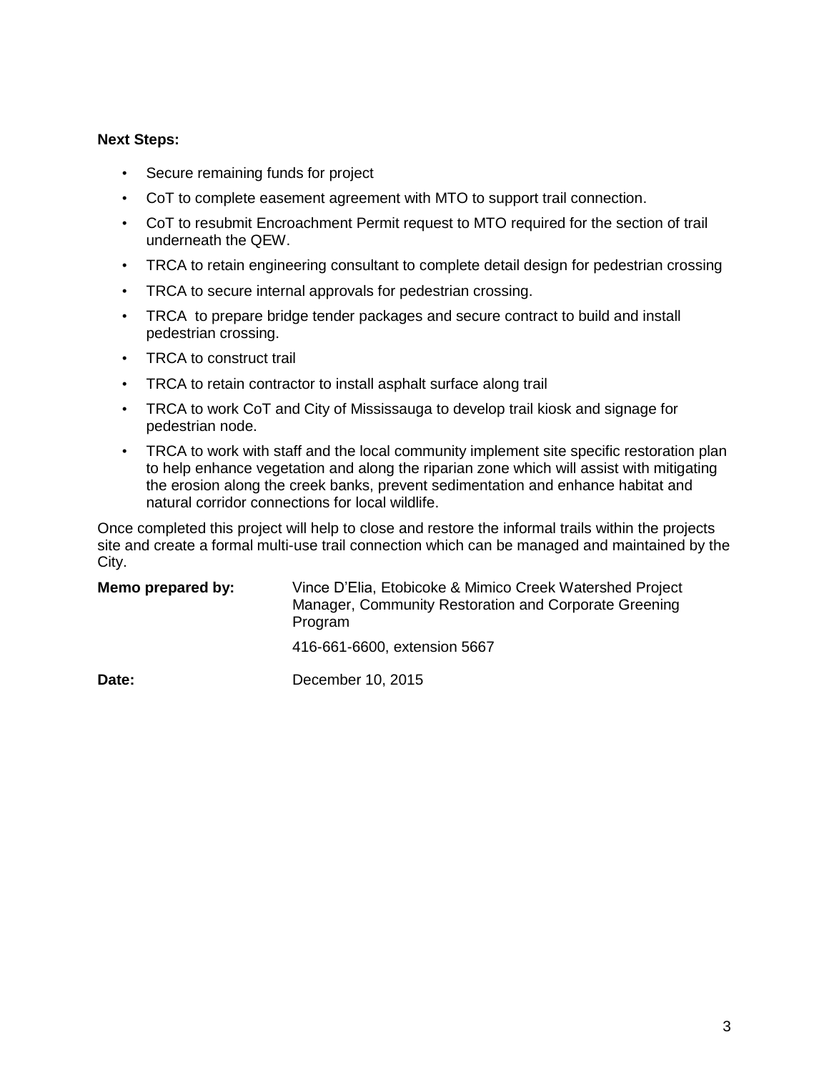**Next Steps:**

- Secure remaining funds for project
- CoT to complete easement agreement with MTO to support trail connection.
- CoT to resubmit Encroachment Permit request to MTO required for the section of trail underneath the QEW.
- TRCA to retain engineering consultant to complete detail design for pedestrian crossing
- TRCA to secure internal approvals for pedestrian crossing.
- TRCA to prepare bridge tender packages and secure contract to build and install pedestrian crossing.
- TRCA to construct trail
- TRCA to retain contractor to install asphalt surface along trail
- TRCA to work CoT and City of Mississauga to develop trail kiosk and signage for pedestrian node.
- TRCA to work with staff and the local community implement site specific restoration plan to help enhance vegetation and along the riparian zone which will assist with mitigating the erosion along the creek banks, prevent sedimentation and enhance habitat and natural corridor connections for local wildlife.

Once completed this project will help to close and restore the informal trails within the projects site and create a formal multi-use trail connection which can be managed and maintained by the City.

**Memo prepared by:** Vince D'Elia, Etobicoke & Mimico Creek Watershed Project Manager, Community Restoration and Corporate Greening Program

416-661-6600, extension 5667

**Date:** December 10, 2015